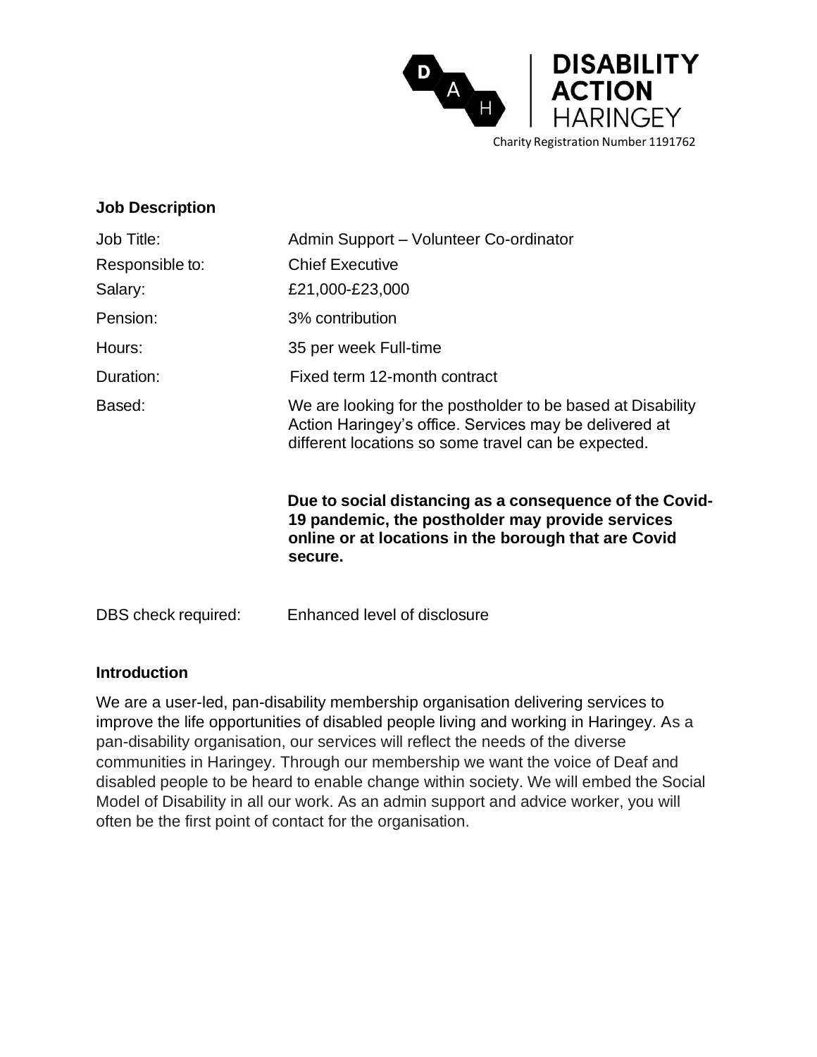DISABILITY ACTION HARINGEY

Charity Registration Number 1191762

## Job Description

| | |
|---|---|
| Job Title: | Admin Support – Volunteer Co-ordinator |
| Responsible to: | Chief Executive |
| Salary: | £21,000-£23,000 |
| Pension: | 3% contribution |
| Hours: | 35 per week Full-time |
| Duration: | Fixed term 12-month contract |
| Based: | We are looking for the postholder to be based at Disability Action Haringey's office. Services may be delivered at different locations so some travel can be expected.<br><br>**Due to social distancing as a consequence of the Covid-19 pandemic, the postholder may provide services online or at locations in the borough that are Covid secure.** |
| DBS check required: | Enhanced level of disclosure |

## Introduction

We are a user-led, pan-disability membership organisation delivering services to improve the life opportunities of disabled people living and working in Haringey. As a pan-disability organisation, our services will reflect the needs of the diverse communities in Haringey. Through our membership we want the voice of Deaf and disabled people to be heard to enable change within society. We will embed the Social Model of Disability in all our work. As an admin support and advice worker, you will often be the first point of contact for the organisation.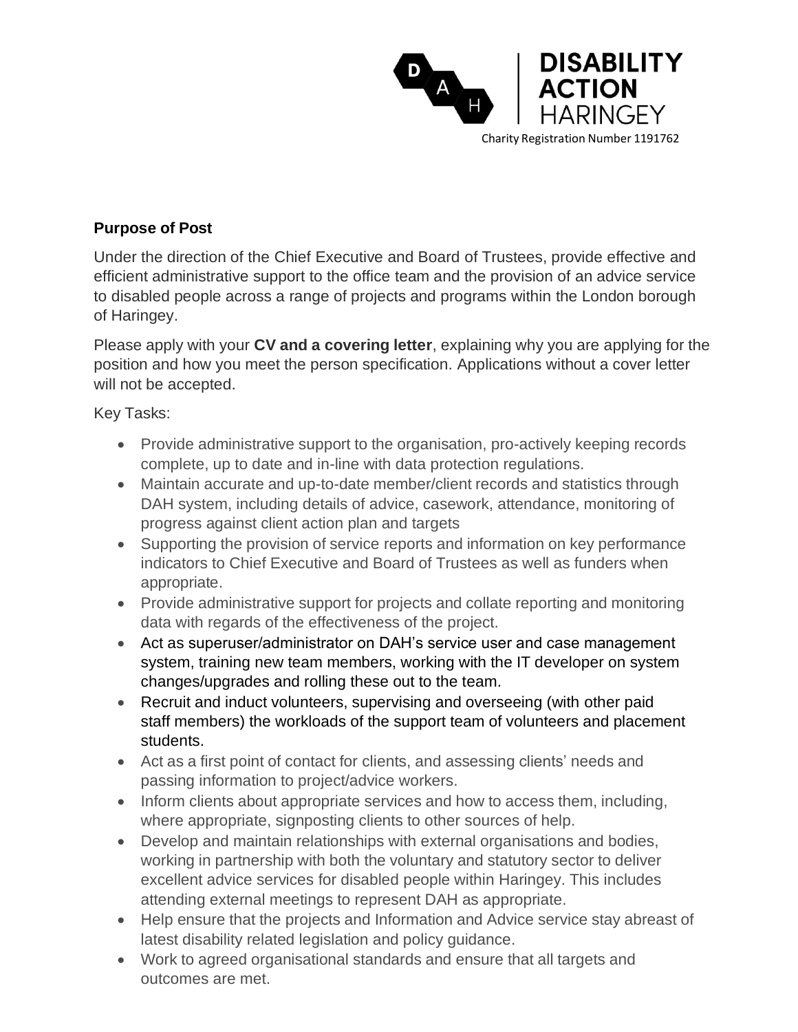**Purpose of Post**

Under the direction of the Chief Executive and Board of Trustees, provide effective and efficient administrative support to the office team and the provision of an advice service to disabled people across a range of projects and programs within the London borough of Haringey.

Please apply with your **CV and a covering letter**, explaining why you are applying for the position and how you meet the person specification. Applications without a cover letter will not be accepted.

Key Tasks:

- Provide administrative support to the organisation, pro-actively keeping records complete, up to date and in-line with data protection regulations.
- Maintain accurate and up-to-date member/client records and statistics through DAH system, including details of advice, casework, attendance, monitoring of progress against client action plan and targets
- Supporting the provision of service reports and information on key performance indicators to Chief Executive and Board of Trustees as well as funders when appropriate.
- Provide administrative support for projects and collate reporting and monitoring data with regards of the effectiveness of the project.
- Act as superuser/administrator on DAH's service user and case management system, training new team members, working with the IT developer on system changes/upgrades and rolling these out to the team.
- Recruit and induct volunteers, supervising and overseeing (with other paid staff members) the workloads of the support team of volunteers and placement students.
- Act as a first point of contact for clients, and assessing clients' needs and passing information to project/advice workers.
- Inform clients about appropriate services and how to access them, including, where appropriate, signposting clients to other sources of help.
- Develop and maintain relationships with external organisations and bodies, working in partnership with both the voluntary and statutory sector to deliver excellent advice services for disabled people within Haringey. This includes attending external meetings to represent DAH as appropriate.
- Help ensure that the projects and Information and Advice service stay abreast of latest disability related legislation and policy guidance.
- Work to agreed organisational standards and ensure that all targets and outcomes are met.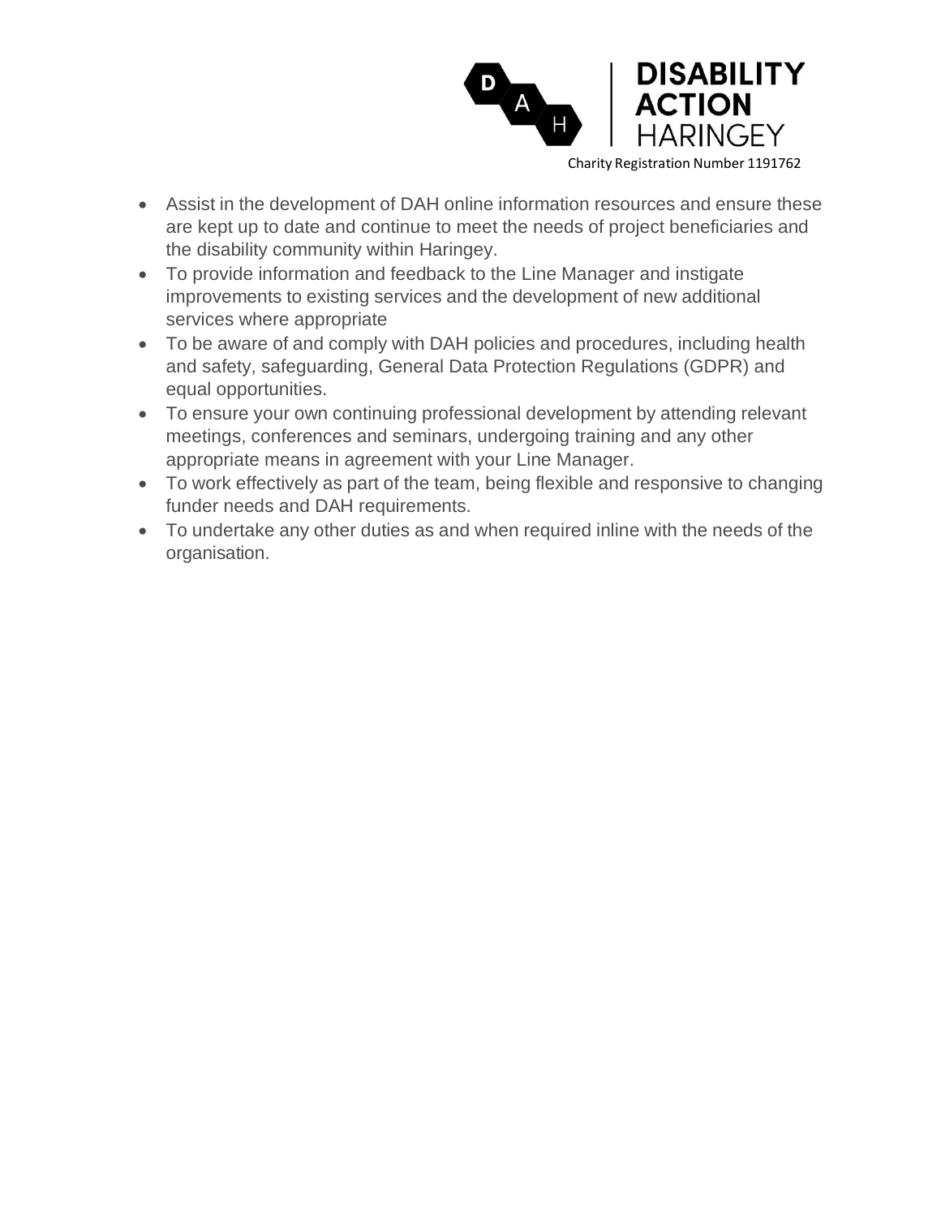- Assist in the development of DAH online information resources and ensure these are kept up to date and continue to meet the needs of project beneficiaries and the disability community within Haringey.
- To provide information and feedback to the Line Manager and instigate improvements to existing services and the development of new additional services where appropriate
- To be aware of and comply with DAH policies and procedures, including health and safety, safeguarding, General Data Protection Regulations (GDPR) and equal opportunities.
- To ensure your own continuing professional development by attending relevant meetings, conferences and seminars, undergoing training and any other appropriate means in agreement with your Line Manager.
- To work effectively as part of the team, being flexible and responsive to changing funder needs and DAH requirements.
- To undertake any other duties as and when required inline with the needs of the organisation.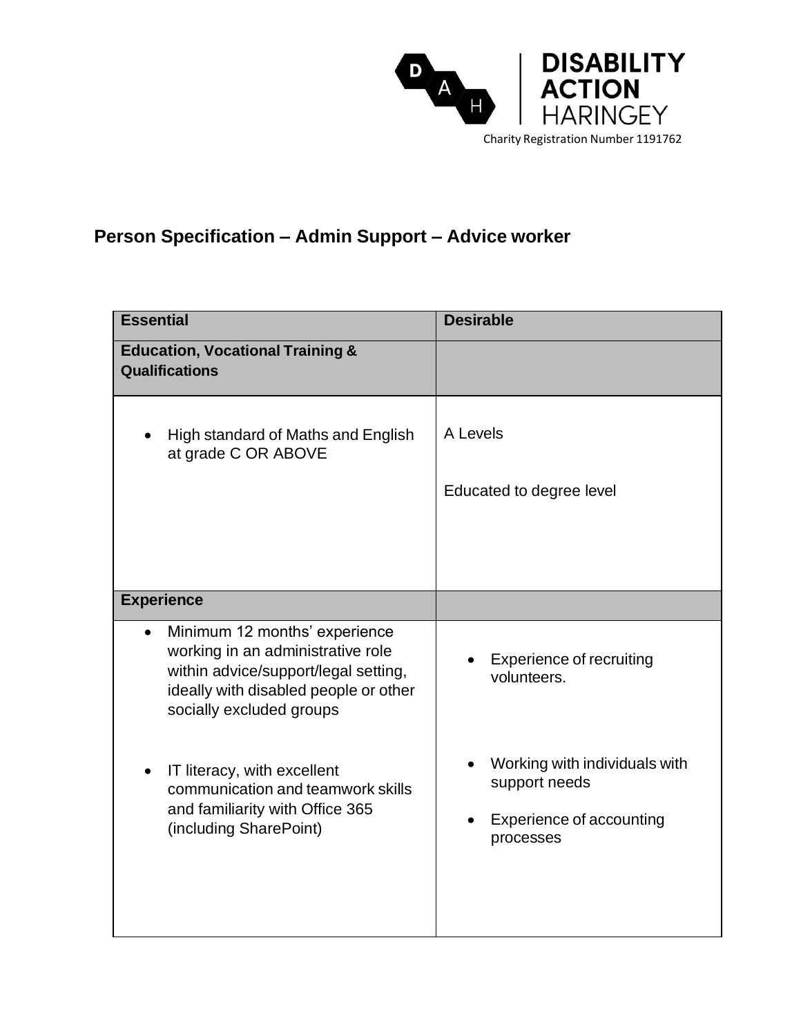DISABILITY ACTION HARINGEY

Charity Registration Number 1191762

## Person Specification – Admin Support – Advice worker

| Essential | Desirable |
|---|---|
| **Education, Vocational Training & Qualifications** | |
| • High standard of Maths and English at grade C OR ABOVE | A Levels<br><br>Educated to degree level |
| **Experience** | |
| • Minimum 12 months' experience working in an administrative role within advice/support/legal setting, ideally with disabled people or other socially excluded groups<br><br>• IT literacy, with excellent communication and teamwork skills and familiarity with Office 365 (including SharePoint) | • Experience of recruiting volunteers.<br><br>• Working with individuals with support needs<br><br>• Experience of accounting processes |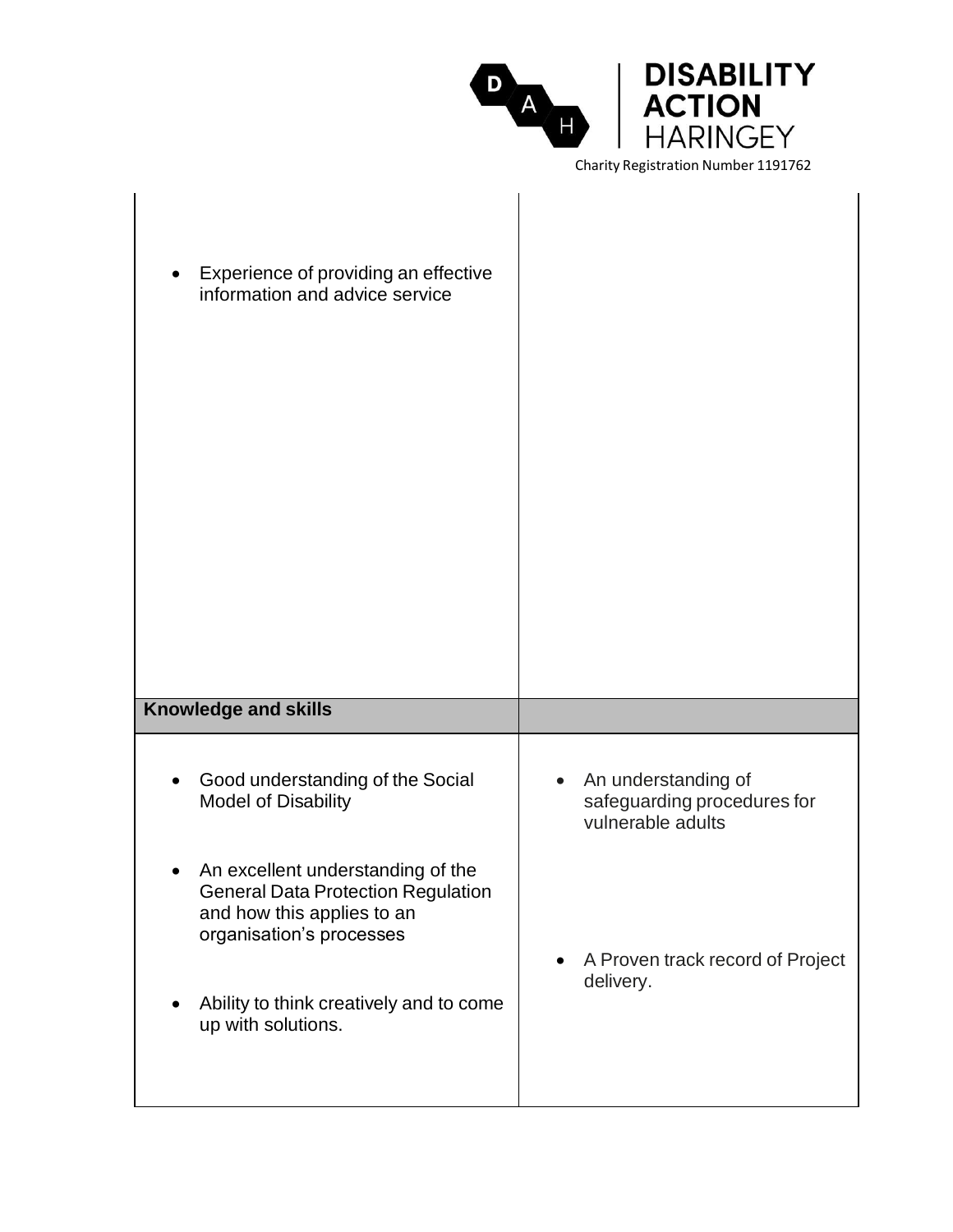| | |
|---|---|
| • Experience of providing an effective information and advice service | |
| **Knowledge and skills** | |
| • Good understanding of the Social Model of Disability<br><br>• An excellent understanding of the General Data Protection Regulation and how this applies to an organisation's processes<br><br>• Ability to think creatively and to come up with solutions. | • An understanding of safeguarding procedures for vulnerable adults<br><br>• A Proven track record of Project delivery. |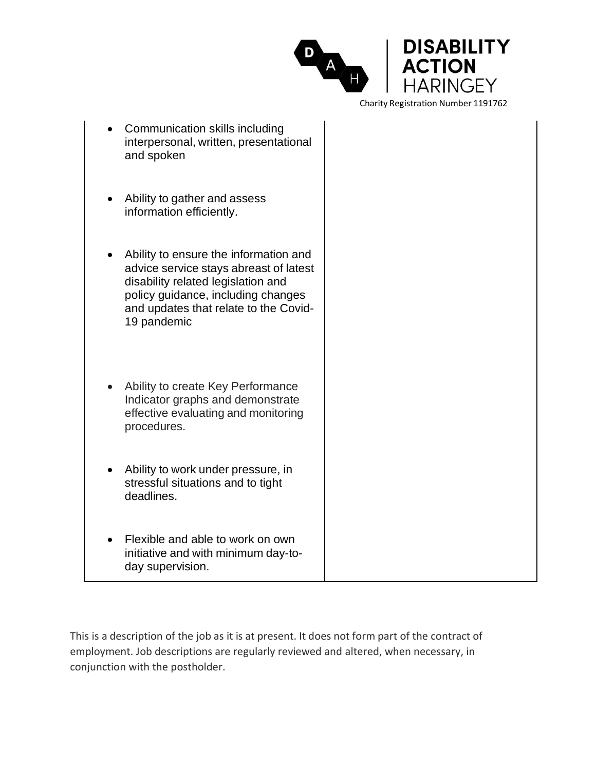| | |
|---|---|
| <ul><li>Communication skills including interpersonal, written, presentational and spoken</li><li>Ability to gather and assess information efficiently.</li><li>Ability to ensure the information and advice service stays abreast of latest disability related legislation and policy guidance, including changes and updates that relate to the Covid-19 pandemic</li><li>Ability to create Key Performance Indicator graphs and demonstrate effective evaluating and monitoring procedures.</li><li>Ability to work under pressure, in stressful situations and to tight deadlines.</li><li>Flexible and able to work on own initiative and with minimum day-to-day supervision.</li></ul> | |

This is a description of the job as it is at present. It does not form part of the contract of employment. Job descriptions are regularly reviewed and altered, when necessary, in conjunction with the postholder.